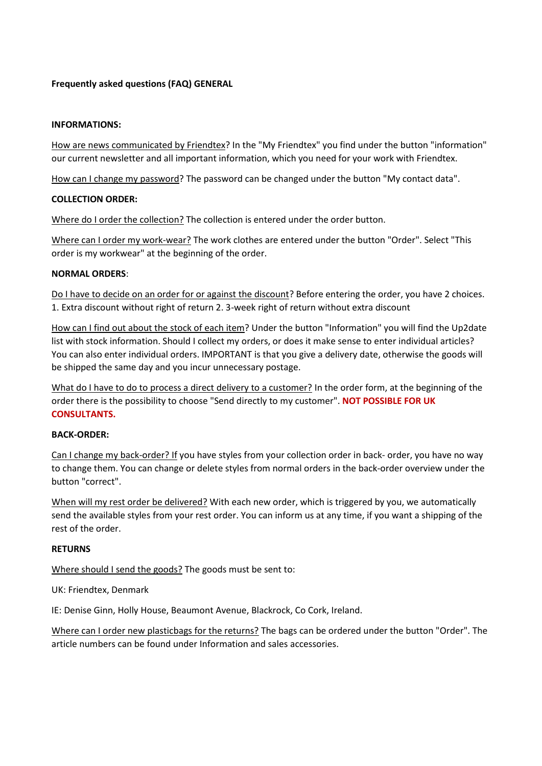**Frequently asked questions (FAQ) GENERAL**

**INFORMATIONS:**

How are news communicated by Friendtex? In the "My Friendtex" you find under the button "information" our current newsletter and all important information, which you need for your work with Friendtex.

How can I change my password? The password can be changed under the button "My contact data".

**COLLECTION ORDER:**

Where do I order the collection? The collection is entered under the order button.

Where can I order my work-wear? The work clothes are entered under the button "Order". Select "This order is my workwear" at the beginning of the order.

**NORMAL ORDERS**:

Do I have to decide on an order for or against the discount? Before entering the order, you have 2 choices. 1. Extra discount without right of return 2. 3-week right of return without extra discount

How can I find out about the stock of each item? Under the button "Information" you will find the Up2date list with stock information. Should I collect my orders, or does it make sense to enter individual articles? You can also enter individual orders. IMPORTANT is that you give a delivery date, otherwise the goods will be shipped the same day and you incur unnecessary postage.

What do I have to do to process a direct delivery to a customer? In the order form, at the beginning of the order there is the possibility to choose "Send directly to my customer". **NOT POSSIBLE FOR UK CONSULTANTS.**

**BACK-ORDER:**

Can I change my back-order? If you have styles from your collection order in back- order, you have no way to change them. You can change or delete styles from normal orders in the back-order overview under the button "correct".

When will my rest order be delivered? With each new order, which is triggered by you, we automatically send the available styles from your rest order. You can inform us at any time, if you want a shipping of the rest of the order.

**RETURNS**

Where should I send the goods? The goods must be sent to:

UK: Friendtex, Denmark

IE: Denise Ginn, Holly House, Beaumont Avenue, Blackrock, Co Cork, Ireland.

Where can I order new plasticbags for the returns? The bags can be ordered under the button "Order". The article numbers can be found under Information and sales accessories.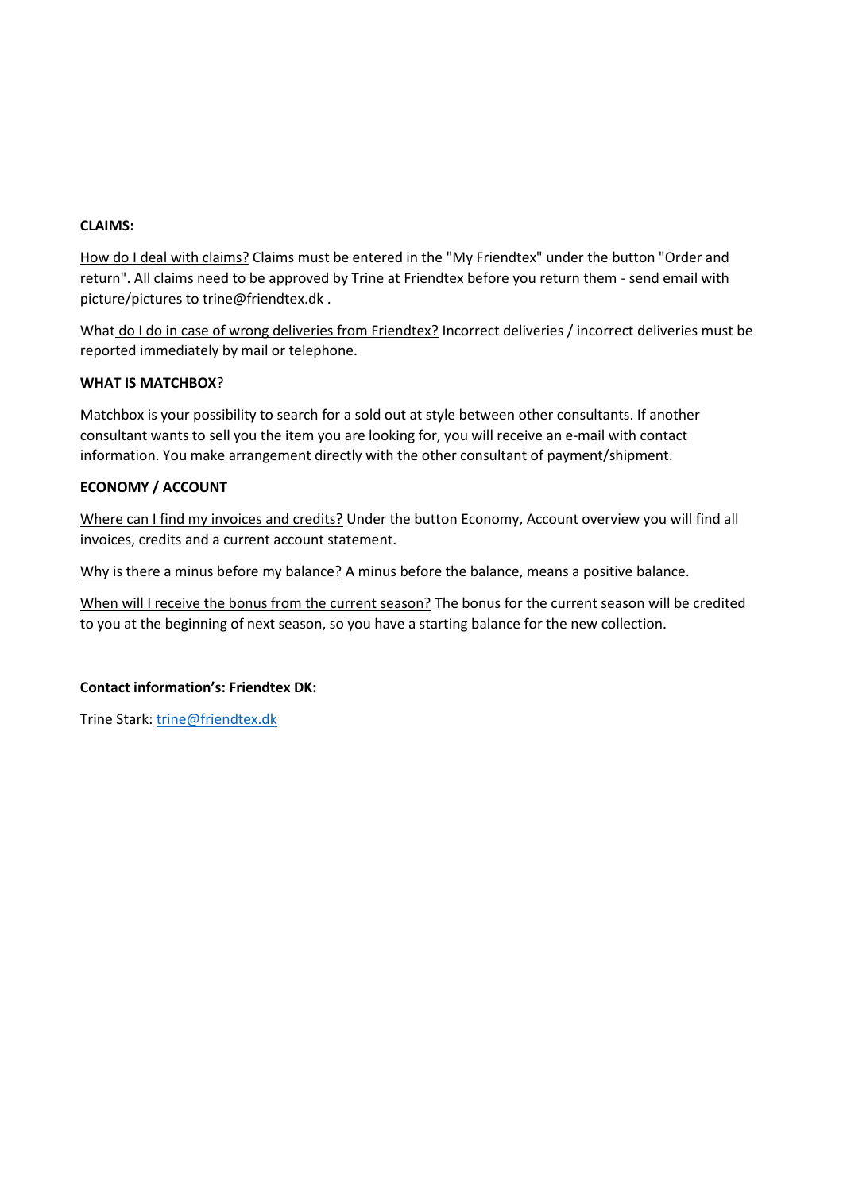**CLAIMS:**

How do I deal with claims? Claims must be entered in the "My Friendtex" under the button "Order and return". All claims need to be approved by Trine at Friendtex before you return them - send email with picture/pictures to trine@friendtex.dk .

What do I do in case of wrong deliveries from Friendtex? Incorrect deliveries / incorrect deliveries must be reported immediately by mail or telephone.

**WHAT IS MATCHBOX**?

Matchbox is your possibility to search for a sold out at style between other consultants. If another consultant wants to sell you the item you are looking for, you will receive an e-mail with contact information. You make arrangement directly with the other consultant of payment/shipment.

**ECONOMY / ACCOUNT**

Where can I find my invoices and credits? Under the button Economy, Account overview you will find all invoices, credits and a current account statement.

Why is there a minus before my balance? A minus before the balance, means a positive balance.

When will I receive the bonus from the current season? The bonus for the current season will be credited to you at the beginning of next season, so you have a starting balance for the new collection.

**Contact information's: Friendtex DK:**

Trine Stark: trine@friendtex.dk